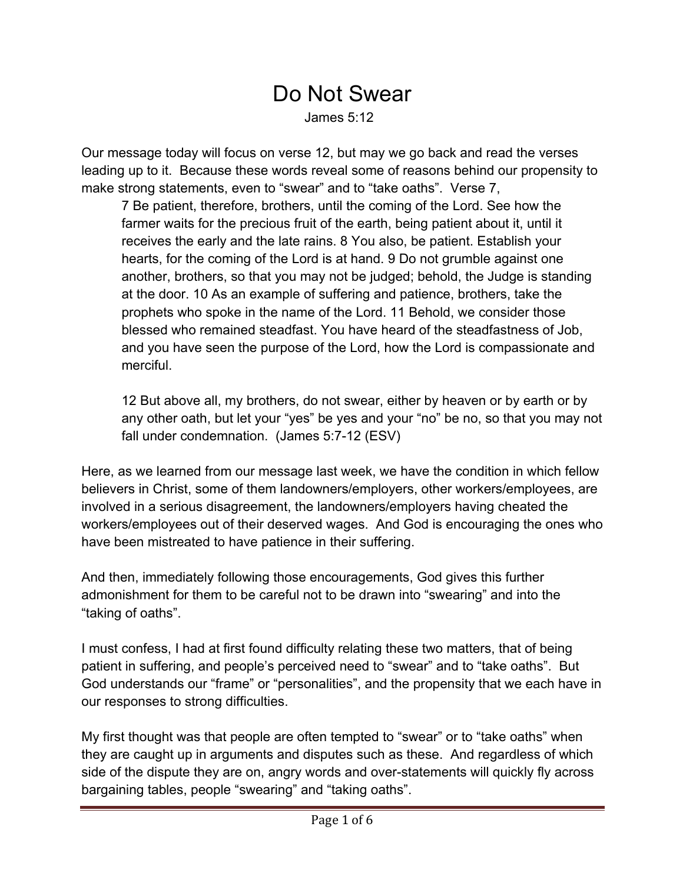# Do Not Swear

James 5:12

Our message today will focus on verse 12, but may we go back and read the verses leading up to it. Because these words reveal some of reasons behind our propensity to make strong statements, even to "swear" and to "take oaths". Verse 7,

> 7 Be patient, therefore, brothers, until the coming of the Lord. See how the farmer waits for the precious fruit of the earth, being patient about it, until it receives the early and the late rains. 8 You also, be patient. Establish your hearts, for the coming of the Lord is at hand. 9 Do not grumble against one another, brothers, so that you may not be judged; behold, the Judge is standing at the door. 10 As an example of suffering and patience, brothers, take the prophets who spoke in the name of the Lord. 11 Behold, we consider those blessed who remained steadfast. You have heard of the steadfastness of Job, and you have seen the purpose of the Lord, how the Lord is compassionate and merciful.
>
> 12 But above all, my brothers, do not swear, either by heaven or by earth or by any other oath, but let your "yes" be yes and your "no" be no, so that you may not fall under condemnation. (James 5:7-12 (ESV)

Here, as we learned from our message last week, we have the condition in which fellow believers in Christ, some of them landowners/employers, other workers/employees, are involved in a serious disagreement, the landowners/employers having cheated the workers/employees out of their deserved wages. And God is encouraging the ones who have been mistreated to have patience in their suffering.

And then, immediately following those encouragements, God gives this further admonishment for them to be careful not to be drawn into "swearing" and into the "taking of oaths".

I must confess, I had at first found difficulty relating these two matters, that of being patient in suffering, and people's perceived need to "swear" and to "take oaths". But God understands our "frame" or "personalities", and the propensity that we each have in our responses to strong difficulties.

My first thought was that people are often tempted to "swear" or to "take oaths" when they are caught up in arguments and disputes such as these. And regardless of which side of the dispute they are on, angry words and over-statements will quickly fly across bargaining tables, people "swearing" and "taking oaths".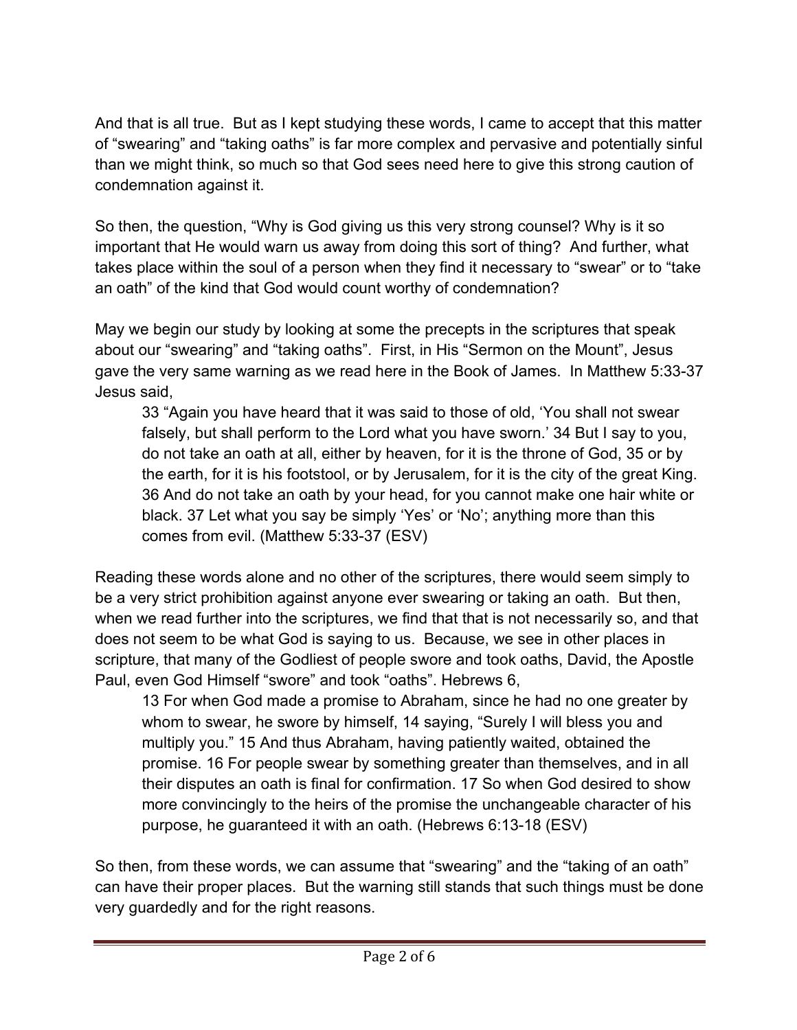And that is all true. But as I kept studying these words, I came to accept that this matter of "swearing" and "taking oaths" is far more complex and pervasive and potentially sinful than we might think, so much so that God sees need here to give this strong caution of condemnation against it.

So then, the question, "Why is God giving us this very strong counsel? Why is it so important that He would warn us away from doing this sort of thing? And further, what takes place within the soul of a person when they find it necessary to "swear" or to "take an oath" of the kind that God would count worthy of condemnation?

May we begin our study by looking at some the precepts in the scriptures that speak about our "swearing" and "taking oaths". First, in His "Sermon on the Mount", Jesus gave the very same warning as we read here in the Book of James. In Matthew 5:33-37 Jesus said,

> 33 "Again you have heard that it was said to those of old, 'You shall not swear falsely, but shall perform to the Lord what you have sworn.' 34 But I say to you, do not take an oath at all, either by heaven, for it is the throne of God, 35 or by the earth, for it is his footstool, or by Jerusalem, for it is the city of the great King. 36 And do not take an oath by your head, for you cannot make one hair white or black. 37 Let what you say be simply 'Yes' or 'No'; anything more than this comes from evil. (Matthew 5:33-37 (ESV)

Reading these words alone and no other of the scriptures, there would seem simply to be a very strict prohibition against anyone ever swearing or taking an oath. But then, when we read further into the scriptures, we find that that is not necessarily so, and that does not seem to be what God is saying to us. Because, we see in other places in scripture, that many of the Godliest of people swore and took oaths, David, the Apostle Paul, even God Himself "swore" and took "oaths". Hebrews 6,

> 13 For when God made a promise to Abraham, since he had no one greater by whom to swear, he swore by himself, 14 saying, "Surely I will bless you and multiply you." 15 And thus Abraham, having patiently waited, obtained the promise. 16 For people swear by something greater than themselves, and in all their disputes an oath is final for confirmation. 17 So when God desired to show more convincingly to the heirs of the promise the unchangeable character of his purpose, he guaranteed it with an oath. (Hebrews 6:13-18 (ESV)

So then, from these words, we can assume that "swearing" and the "taking of an oath" can have their proper places. But the warning still stands that such things must be done very guardedly and for the right reasons.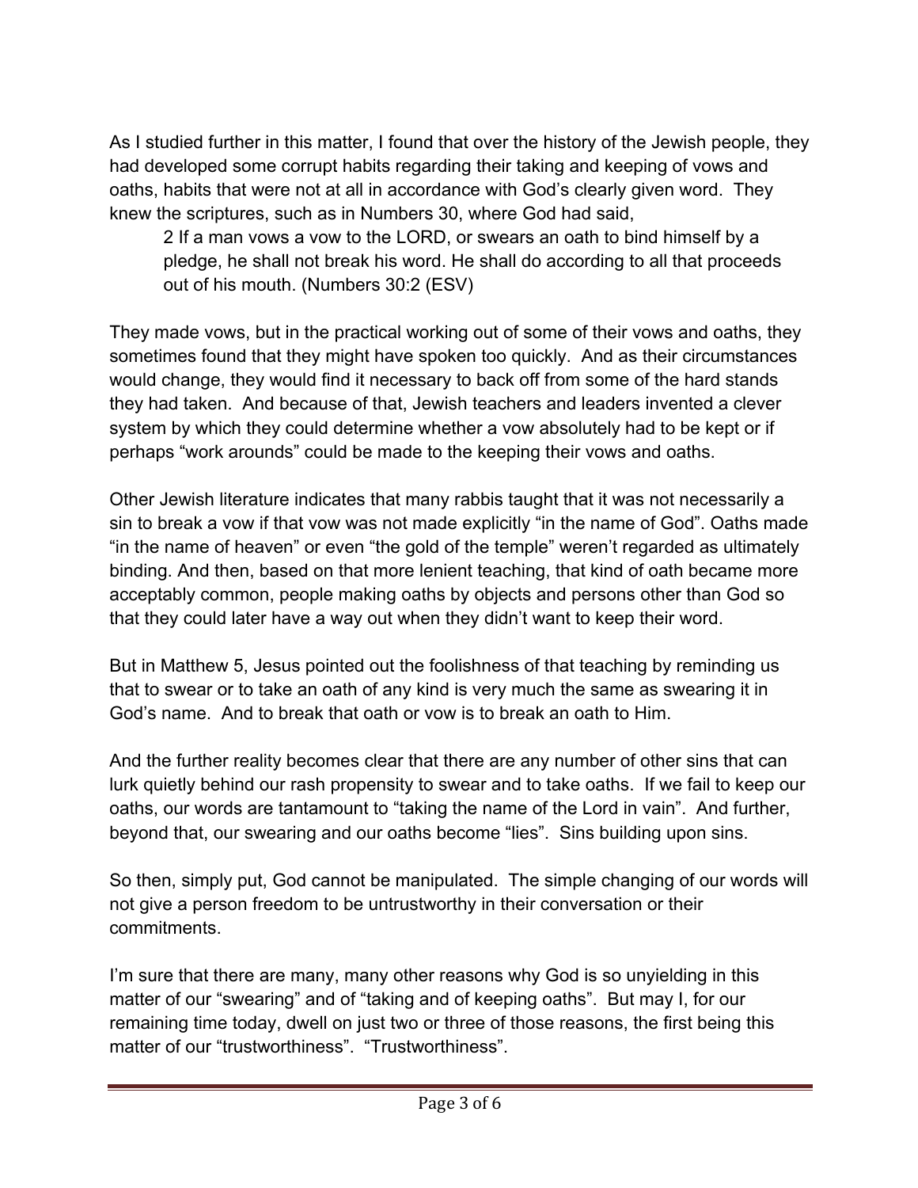As I studied further in this matter, I found that over the history of the Jewish people, they had developed some corrupt habits regarding their taking and keeping of vows and oaths, habits that were not at all in accordance with God's clearly given word. They knew the scriptures, such as in Numbers 30, where God had said,

> 2 If a man vows a vow to the LORD, or swears an oath to bind himself by a pledge, he shall not break his word. He shall do according to all that proceeds out of his mouth. (Numbers 30:2 (ESV)

They made vows, but in the practical working out of some of their vows and oaths, they sometimes found that they might have spoken too quickly. And as their circumstances would change, they would find it necessary to back off from some of the hard stands they had taken. And because of that, Jewish teachers and leaders invented a clever system by which they could determine whether a vow absolutely had to be kept or if perhaps "work arounds" could be made to the keeping their vows and oaths.

Other Jewish literature indicates that many rabbis taught that it was not necessarily a sin to break a vow if that vow was not made explicitly "in the name of God". Oaths made "in the name of heaven" or even "the gold of the temple" weren't regarded as ultimately binding. And then, based on that more lenient teaching, that kind of oath became more acceptably common, people making oaths by objects and persons other than God so that they could later have a way out when they didn't want to keep their word.

But in Matthew 5, Jesus pointed out the foolishness of that teaching by reminding us that to swear or to take an oath of any kind is very much the same as swearing it in God's name. And to break that oath or vow is to break an oath to Him.

And the further reality becomes clear that there are any number of other sins that can lurk quietly behind our rash propensity to swear and to take oaths. If we fail to keep our oaths, our words are tantamount to "taking the name of the Lord in vain". And further, beyond that, our swearing and our oaths become "lies". Sins building upon sins.

So then, simply put, God cannot be manipulated. The simple changing of our words will not give a person freedom to be untrustworthy in their conversation or their commitments.

I'm sure that there are many, many other reasons why God is so unyielding in this matter of our "swearing" and of "taking and of keeping oaths". But may I, for our remaining time today, dwell on just two or three of those reasons, the first being this matter of our "trustworthiness". "Trustworthiness".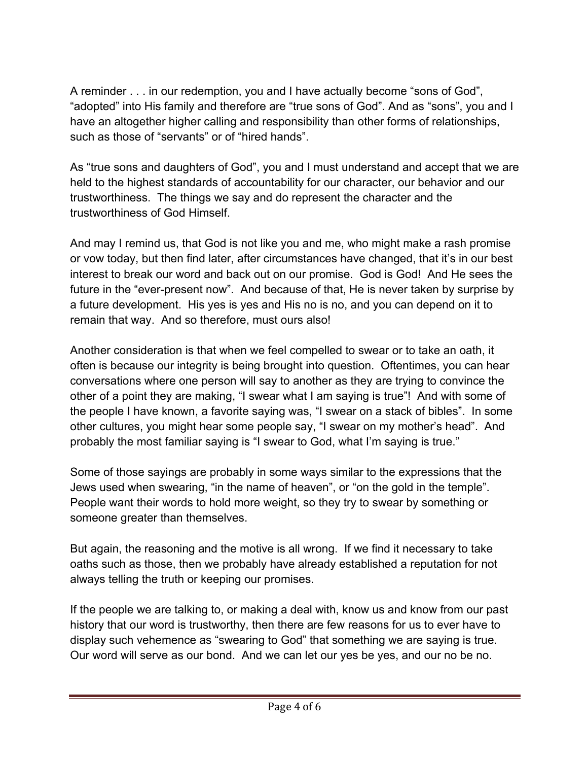A reminder . . . in our redemption, you and I have actually become "sons of God", "adopted" into His family and therefore are "true sons of God". And as "sons", you and I have an altogether higher calling and responsibility than other forms of relationships, such as those of "servants" or of "hired hands".

As "true sons and daughters of God", you and I must understand and accept that we are held to the highest standards of accountability for our character, our behavior and our trustworthiness. The things we say and do represent the character and the trustworthiness of God Himself.

And may I remind us, that God is not like you and me, who might make a rash promise or vow today, but then find later, after circumstances have changed, that it's in our best interest to break our word and back out on our promise. God is God! And He sees the future in the "ever-present now". And because of that, He is never taken by surprise by a future development. His yes is yes and His no is no, and you can depend on it to remain that way. And so therefore, must ours also!

Another consideration is that when we feel compelled to swear or to take an oath, it often is because our integrity is being brought into question. Oftentimes, you can hear conversations where one person will say to another as they are trying to convince the other of a point they are making, "I swear what I am saying is true"! And with some of the people I have known, a favorite saying was, "I swear on a stack of bibles". In some other cultures, you might hear some people say, "I swear on my mother's head". And probably the most familiar saying is "I swear to God, what I'm saying is true."

Some of those sayings are probably in some ways similar to the expressions that the Jews used when swearing, "in the name of heaven", or "on the gold in the temple". People want their words to hold more weight, so they try to swear by something or someone greater than themselves.

But again, the reasoning and the motive is all wrong. If we find it necessary to take oaths such as those, then we probably have already established a reputation for not always telling the truth or keeping our promises.

If the people we are talking to, or making a deal with, know us and know from our past history that our word is trustworthy, then there are few reasons for us to ever have to display such vehemence as "swearing to God" that something we are saying is true. Our word will serve as our bond. And we can let our yes be yes, and our no be no.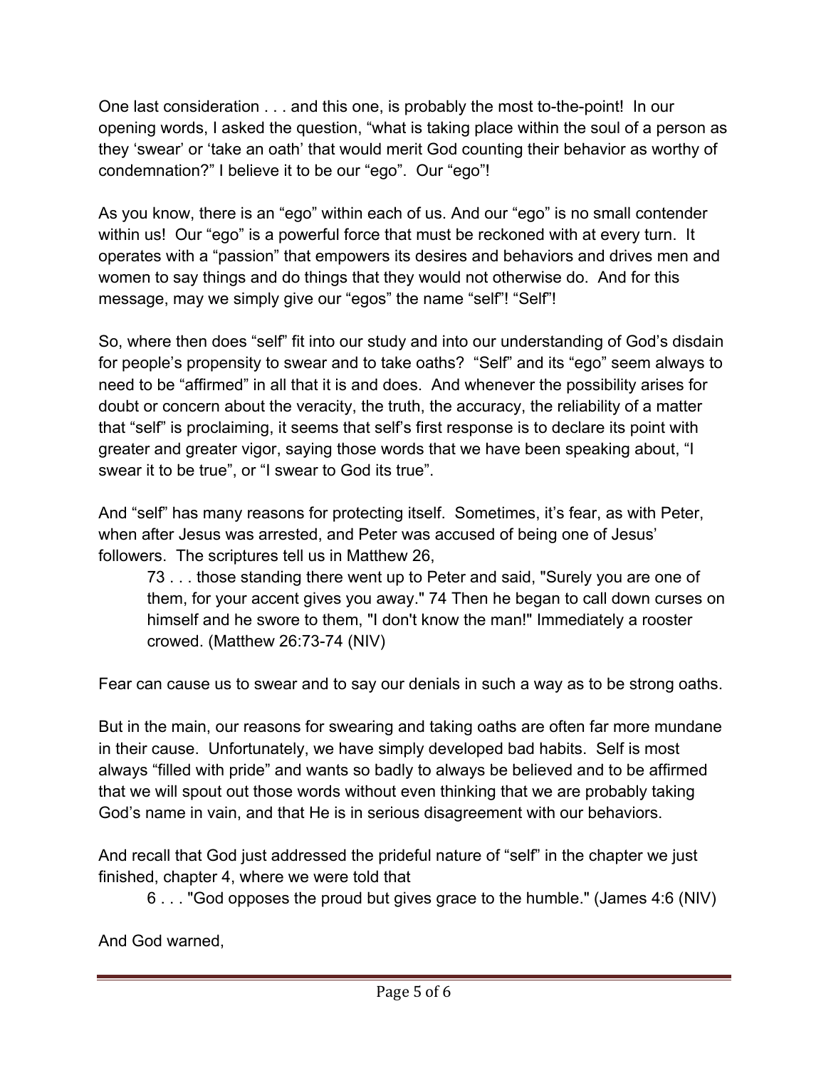One last consideration . . . and this one, is probably the most to-the-point! In our opening words, I asked the question, “what is taking place within the soul of a person as they ‘swear’ or ‘take an oath’ that would merit God counting their behavior as worthy of condemnation?” I believe it to be our “ego”. Our “ego”!

As you know, there is an “ego” within each of us. And our “ego” is no small contender within us! Our “ego” is a powerful force that must be reckoned with at every turn. It operates with a “passion” that empowers its desires and behaviors and drives men and women to say things and do things that they would not otherwise do. And for this message, may we simply give our “egos” the name “self”! “Self”!

So, where then does “self” fit into our study and into our understanding of God’s disdain for people’s propensity to swear and to take oaths? “Self” and its “ego” seem always to need to be “affirmed” in all that it is and does. And whenever the possibility arises for doubt or concern about the veracity, the truth, the accuracy, the reliability of a matter that “self” is proclaiming, it seems that self’s first response is to declare its point with greater and greater vigor, saying those words that we have been speaking about, “I swear it to be true”, or “I swear to God its true”.

And “self” has many reasons for protecting itself. Sometimes, it’s fear, as with Peter, when after Jesus was arrested, and Peter was accused of being one of Jesus’ followers. The scriptures tell us in Matthew 26,

> 73 . . . those standing there went up to Peter and said, "Surely you are one of them, for your accent gives you away." 74 Then he began to call down curses on himself and he swore to them, "I don't know the man!" Immediately a rooster crowed. (Matthew 26:73-74 (NIV)

Fear can cause us to swear and to say our denials in such a way as to be strong oaths.

But in the main, our reasons for swearing and taking oaths are often far more mundane in their cause. Unfortunately, we have simply developed bad habits. Self is most always “filled with pride” and wants so badly to always be believed and to be affirmed that we will spout out those words without even thinking that we are probably taking God’s name in vain, and that He is in serious disagreement with our behaviors.

And recall that God just addressed the prideful nature of “self” in the chapter we just finished, chapter 4, where we were told that

> 6 . . . "God opposes the proud but gives grace to the humble." (James 4:6 (NIV)

And God warned,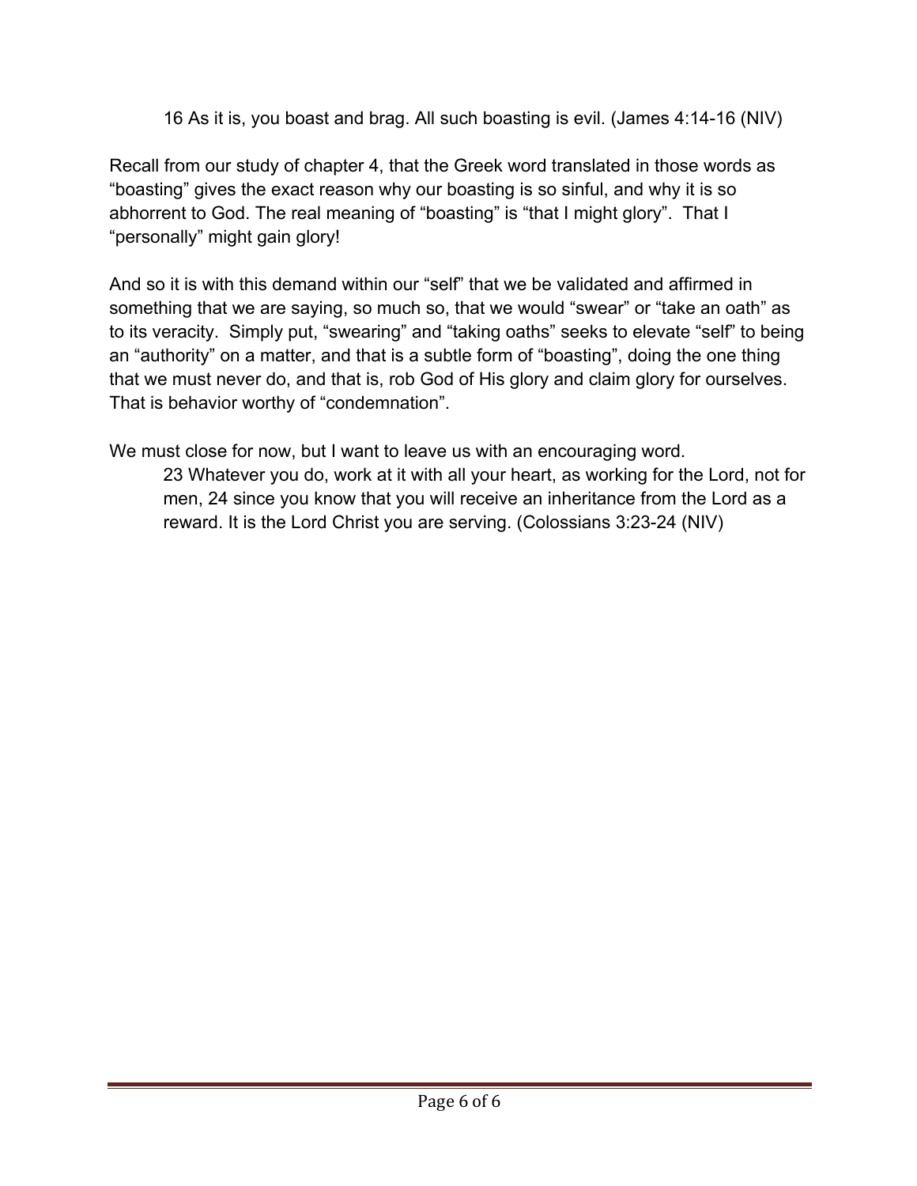> 16 As it is, you boast and brag. All such boasting is evil. (James 4:14-16 (NIV)

Recall from our study of chapter 4, that the Greek word translated in those words as "boasting" gives the exact reason why our boasting is so sinful, and why it is so abhorrent to God. The real meaning of "boasting" is "that I might glory". That I "personally" might gain glory!

And so it is with this demand within our "self" that we be validated and affirmed in something that we are saying, so much so, that we would "swear" or "take an oath" as to its veracity. Simply put, "swearing" and "taking oaths" seeks to elevate "self" to being an "authority" on a matter, and that is a subtle form of "boasting", doing the one thing that we must never do, and that is, rob God of His glory and claim glory for ourselves. That is behavior worthy of "condemnation".

We must close for now, but I want to leave us with an encouraging word.

> 23 Whatever you do, work at it with all your heart, as working for the Lord, not for men, 24 since you know that you will receive an inheritance from the Lord as a reward. It is the Lord Christ you are serving. (Colossians 3:23-24 (NIV)